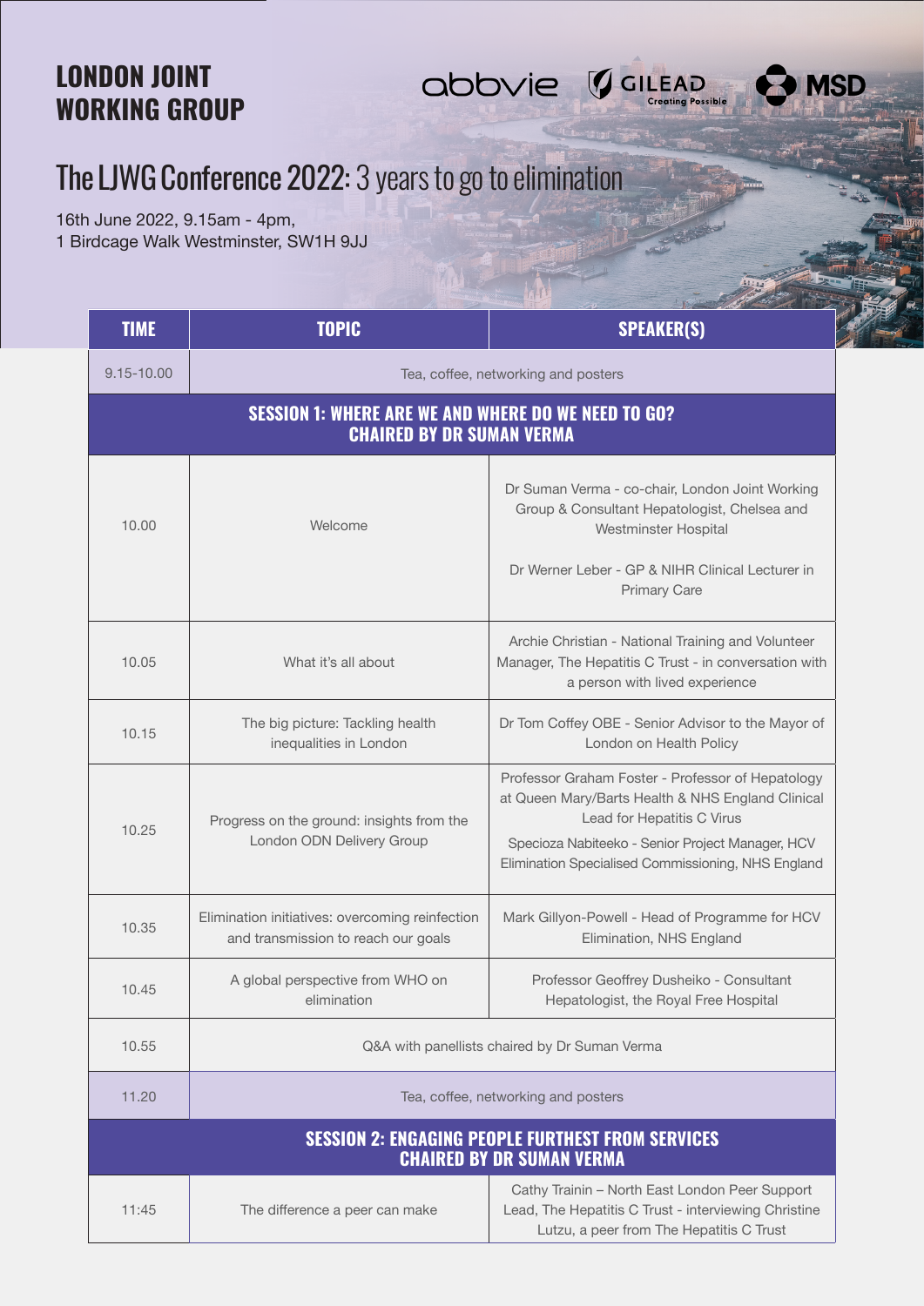# LONDON JOINT WORKING GROUP

abbvie | GILEAD Creating Possible | MSD

## The LJWG Conference 2022: 3 years to go to elimination

16th June 2022, 9.15am - 4pm,
1 Birdcage Walk Westminster, SW1H 9JJ

| TIME | TOPIC | SPEAKER(S) |
|---|---|---|
| 9.15-10.00 | Tea, coffee, networking and posters | |
| **SESSION 1: WHERE ARE WE AND WHERE DO WE NEED TO GO? CHAIRED BY DR SUMAN VERMA** | | |
| 10.00 | Welcome | Dr Suman Verma - co-chair, London Joint Working Group & Consultant Hepatologist, Chelsea and Westminster Hospital<br><br>Dr Werner Leber - GP & NIHR Clinical Lecturer in Primary Care |
| 10.05 | What it's all about | Archie Christian - National Training and Volunteer Manager, The Hepatitis C Trust - in conversation with a person with lived experience |
| 10.15 | The big picture: Tackling health inequalities in London | Dr Tom Coffey OBE - Senior Advisor to the Mayor of London on Health Policy |
| 10.25 | Progress on the ground: insights from the London ODN Delivery Group | Professor Graham Foster - Professor of Hepatology at Queen Mary/Barts Health & NHS England Clinical Lead for Hepatitis C Virus<br><br>Specioza Nabiteeko - Senior Project Manager, HCV Elimination Specialised Commissioning, NHS England |
| 10.35 | Elimination initiatives: overcoming reinfection and transmission to reach our goals | Mark Gillyon-Powell - Head of Programme for HCV Elimination, NHS England |
| 10.45 | A global perspective from WHO on elimination | Professor Geoffrey Dusheiko - Consultant Hepatologist, the Royal Free Hospital |
| 10.55 | Q&A with panellists chaired by Dr Suman Verma | |
| 11.20 | Tea, coffee, networking and posters | |
| **SESSION 2: ENGAGING PEOPLE FURTHEST FROM SERVICES CHAIRED BY DR SUMAN VERMA** | | |
| 11:45 | The difference a peer can make | Cathy Trainin – North East London Peer Support Lead, The Hepatitis C Trust - interviewing Christine Lutzu, a peer from The Hepatitis C Trust |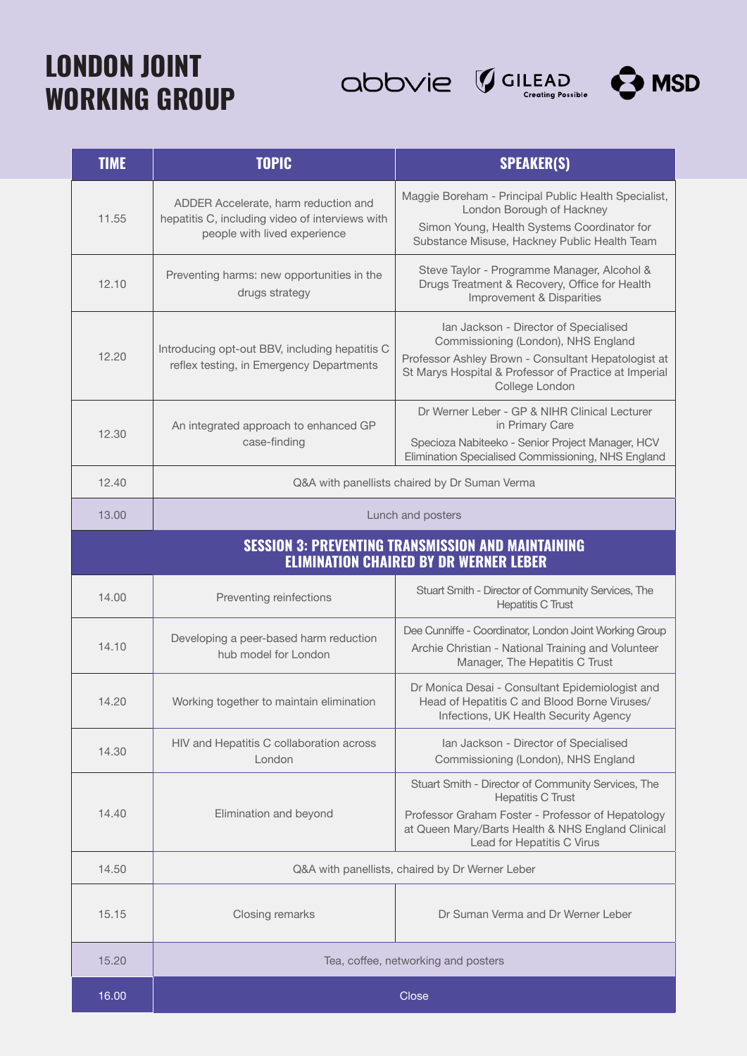# LONDON JOINT WORKING GROUP

abbvie GILEAD Creating Possible MSD

| TIME | TOPIC | SPEAKER(S) |
|---|---|---|
| 11.55 | ADDER Accelerate, harm reduction and hepatitis C, including video of interviews with people with lived experience | Maggie Boreham - Principal Public Health Specialist, London Borough of Hackney<br>Simon Young, Health Systems Coordinator for Substance Misuse, Hackney Public Health Team |
| 12.10 | Preventing harms: new opportunities in the drugs strategy | Steve Taylor - Programme Manager, Alcohol & Drugs Treatment & Recovery, Office for Health Improvement & Disparities |
| 12.20 | Introducing opt-out BBV, including hepatitis C reflex testing, in Emergency Departments | Ian Jackson - Director of Specialised Commissioning (London), NHS England<br>Professor Ashley Brown - Consultant Hepatologist at St Marys Hospital & Professor of Practice at Imperial College London |
| 12.30 | An integrated approach to enhanced GP case-finding | Dr Werner Leber - GP & NIHR Clinical Lecturer in Primary Care<br>Specioza Nabiteeko - Senior Project Manager, HCV Elimination Specialised Commissioning, NHS England |
| 12.40 | Q&A with panellists chaired by Dr Suman Verma | |
| 13.00 | Lunch and posters | |
| **SESSION 3: PREVENTING TRANSMISSION AND MAINTAINING ELIMINATION CHAIRED BY DR WERNER LEBER** | | |
| 14.00 | Preventing reinfections | Stuart Smith - Director of Community Services, The Hepatitis C Trust |
| 14.10 | Developing a peer-based harm reduction hub model for London | Dee Cunniffe - Coordinator, London Joint Working Group<br>Archie Christian - National Training and Volunteer Manager, The Hepatitis C Trust |
| 14.20 | Working together to maintain elimination | Dr Monica Desai - Consultant Epidemiologist and Head of Hepatitis C and Blood Borne Viruses/ Infections, UK Health Security Agency |
| 14.30 | HIV and Hepatitis C collaboration across London | Ian Jackson - Director of Specialised Commissioning (London), NHS England |
| 14.40 | Elimination and beyond | Stuart Smith - Director of Community Services, The Hepatitis C Trust<br>Professor Graham Foster - Professor of Hepatology at Queen Mary/Barts Health & NHS England Clinical Lead for Hepatitis C Virus |
| 14.50 | Q&A with panellists, chaired by Dr Werner Leber | |
| 15.15 | Closing remarks | Dr Suman Verma and Dr Werner Leber |
| 15.20 | Tea, coffee, networking and posters | |
| 16.00 | Close | |